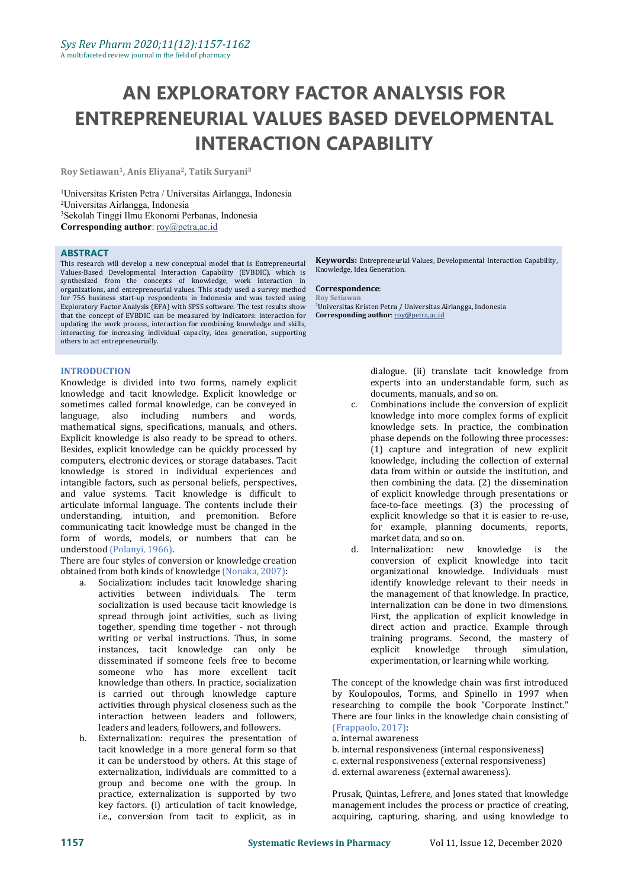# AN EXPLORATORY FACTOR ANALYSIS FOR ENTREPRENEURIAL VALUES BASED DEVELOPMENTAL INTERACTION CAPABILITY

**Roy Setiawan[1], Anis Eliyana[2], Tatik Suryani[3]**

[1]Universitas Kristen Petra / Universitas Airlangga, Indonesia
[2]Universitas Airlangga, Indonesia
[3]Sekolah Tinggi Ilmu Ekonomi Perbanas, Indonesia
**Corresponding author**: roy@petra,ac.id

## ABSTRACT

This research will develop a new conceptual model that is Entrepreneurial Values-Based Developmental Interaction Capability (EVBDIC), which is synthesized from the concepts of knowledge, work interaction in organizations, and entrepreneurial values. This study used a survey method for 756 business start-up respondents in Indonesia and was tested using Exploratory Factor Analysis (EFA) with SPSS software. The test results show that the concept of EVBDIC can be measured by indicators: interaction for updating the work process, interaction for combining knowledge and skills, interacting for increasing individual capacity, idea generation, supporting others to act entrepreneurially.

**Keywords:** Entrepreneurial Values, Developmental Interaction Capability, Knowledge, Idea Generation.

**Correspondence**:
Roy Setiawan
[1]Universitas Kristen Petra / Universitas Airlangga, Indonesia
**Corresponding author**: roy@petra,ac.id

## INTRODUCTION

Knowledge is divided into two forms, namely explicit knowledge and tacit knowledge. Explicit knowledge or sometimes called formal knowledge, can be conveyed in language, also including numbers and words, mathematical signs, specifications, manuals, and others. Explicit knowledge is also ready to be spread to others. Besides, explicit knowledge can be quickly processed by computers, electronic devices, or storage databases. Tacit knowledge is stored in individual experiences and intangible factors, such as personal beliefs, perspectives, and value systems. Tacit knowledge is difficult to articulate informal language. The contents include their understanding, intuition, and premonition. Before communicating tacit knowledge must be changed in the form of words, models, or numbers that can be understood (Polanyi, 1966).

There are four styles of conversion or knowledge creation obtained from both kinds of knowledge (Nonaka, 2007):

a. Socialization: includes tacit knowledge sharing activities between individuals. The term socialization is used because tacit knowledge is spread through joint activities, such as living together, spending time together - not through writing or verbal instructions. Thus, in some instances, tacit knowledge can only be disseminated if someone feels free to become someone who has more excellent tacit knowledge than others. In practice, socialization is carried out through knowledge capture activities through physical closeness such as the interaction between leaders and followers, leaders and leaders, followers, and followers.
b. Externalization: requires the presentation of tacit knowledge in a more general form so that it can be understood by others. At this stage of externalization, individuals are committed to a group and become one with the group. In practice, externalization is supported by two key factors. (i) articulation of tacit knowledge, i.e., conversion from tacit to explicit, as in dialogue. (ii) translate tacit knowledge from experts into an understandable form, such as documents, manuals, and so on.
c. Combinations include the conversion of explicit knowledge into more complex forms of explicit knowledge sets. In practice, the combination phase depends on the following three processes: (1) capture and integration of new explicit knowledge, including the collection of external data from within or outside the institution, and then combining the data. (2) the dissemination of explicit knowledge through presentations or face-to-face meetings. (3) the processing of explicit knowledge so that it is easier to re-use, for example, planning documents, reports, market data, and so on.
d. Internalization: new knowledge is the conversion of explicit knowledge into tacit organizational knowledge. Individuals must identify knowledge relevant to their needs in the management of that knowledge. In practice, internalization can be done in two dimensions. First, the application of explicit knowledge in direct action and practice. Example through training programs. Second, the mastery of explicit knowledge through simulation, experimentation, or learning while working.

The concept of the knowledge chain was first introduced by Koulopoulos, Torms, and Spinello in 1997 when researching to compile the book "Corporate Instinct." There are four links in the knowledge chain consisting of (Frappaolo, 2017):

a. internal awareness
b. internal responsiveness (internal responsiveness)
c. external responsiveness (external responsiveness)
d. external awareness (external awareness).

Prusak, Quintas, Lefrere, and Jones stated that knowledge management includes the process or practice of creating, acquiring, capturing, sharing, and using knowledge to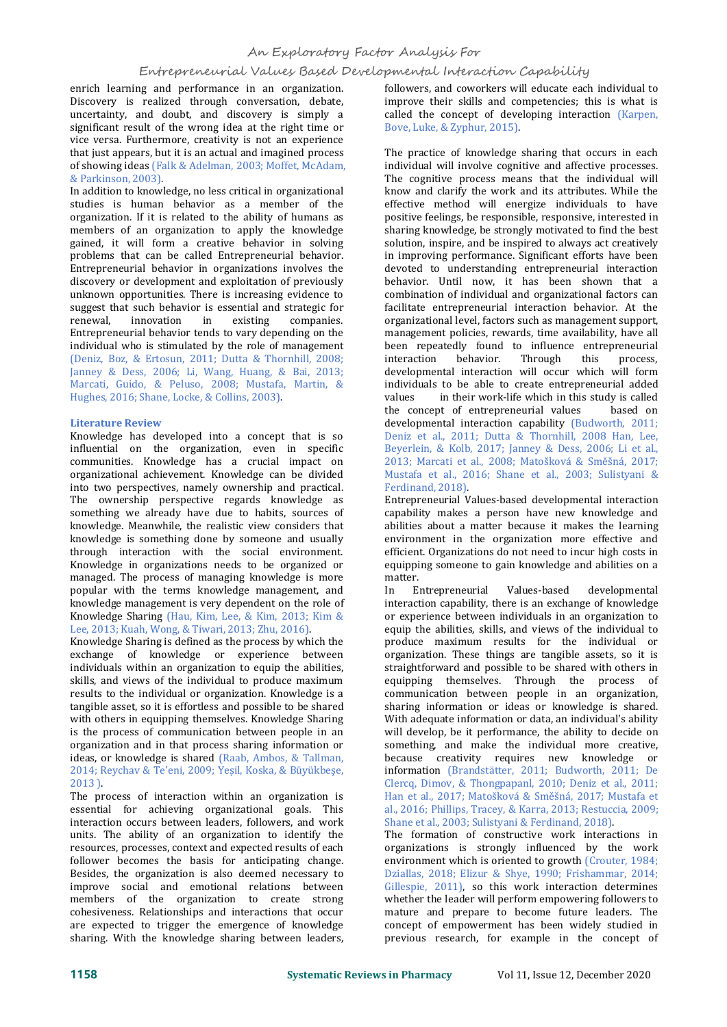enrich learning and performance in an organization. Discovery is realized through conversation, debate, uncertainty, and doubt, and discovery is simply a significant result of the wrong idea at the right time or vice versa. Furthermore, creativity is not an experience that just appears, but it is an actual and imagined process of showing ideas (Falk & Adelman, 2003; Moffet, McAdam, & Parkinson, 2003).

In addition to knowledge, no less critical in organizational studies is human behavior as a member of the organization. If it is related to the ability of humans as members of an organization to apply the knowledge gained, it will form a creative behavior in solving problems that can be called Entrepreneurial behavior. Entrepreneurial behavior in organizations involves the discovery or development and exploitation of previously unknown opportunities. There is increasing evidence to suggest that such behavior is essential and strategic for renewal, innovation in existing companies. Entrepreneurial behavior tends to vary depending on the individual who is stimulated by the role of management (Deniz, Boz, & Ertosun, 2011; Dutta & Thornhill, 2008; Janney & Dess, 2006; Li, Wang, Huang, & Bai, 2013; Marcati, Guido, & Peluso, 2008; Mustafa, Martin, & Hughes, 2016; Shane, Locke, & Collins, 2003).

## Literature Review

Knowledge has developed into a concept that is so influential on the organization, even in specific communities. Knowledge has a crucial impact on organizational achievement. Knowledge can be divided into two perspectives, namely ownership and practical. The ownership perspective regards knowledge as something we already have due to habits, sources of knowledge. Meanwhile, the realistic view considers that knowledge is something done by someone and usually through interaction with the social environment. Knowledge in organizations needs to be organized or managed. The process of managing knowledge is more popular with the terms knowledge management, and knowledge management is very dependent on the role of Knowledge Sharing (Hau, Kim, Lee, & Kim, 2013; Kim & Lee, 2013; Kuah, Wong, & Tiwari, 2013; Zhu, 2016).

Knowledge Sharing is defined as the process by which the exchange of knowledge or experience between individuals within an organization to equip the abilities, skills, and views of the individual to produce maximum results to the individual or organization. Knowledge is a tangible asset, so it is effortless and possible to be shared with others in equipping themselves. Knowledge Sharing is the process of communication between people in an organization and in that process sharing information or ideas, or knowledge is shared (Raab, Ambos, & Tallman, 2014; Reychav & Te'eni, 2009; Yeşil, Koska, & Büyükbeşe, 2013 ).

The process of interaction within an organization is essential for achieving organizational goals. This interaction occurs between leaders, followers, and work units. The ability of an organization to identify the resources, processes, context and expected results of each follower becomes the basis for anticipating change. Besides, the organization is also deemed necessary to improve social and emotional relations between members of the organization to create strong cohesiveness. Relationships and interactions that occur are expected to trigger the emergence of knowledge sharing. With the knowledge sharing between leaders, followers, and coworkers will educate each individual to improve their skills and competencies; this is what is called the concept of developing interaction (Karpen, Bove, Luke, & Zyphur, 2015).

The practice of knowledge sharing that occurs in each individual will involve cognitive and affective processes. The cognitive process means that the individual will know and clarify the work and its attributes. While the effective method will energize individuals to have positive feelings, be responsible, responsive, interested in sharing knowledge, be strongly motivated to find the best solution, inspire, and be inspired to always act creatively in improving performance. Significant efforts have been devoted to understanding entrepreneurial interaction behavior. Until now, it has been shown that a combination of individual and organizational factors can facilitate entrepreneurial interaction behavior. At the organizational level, factors such as management support, management policies, rewards, time availability, have all been repeatedly found to influence entrepreneurial interaction behavior. Through this process, developmental interaction will occur which will form individuals to be able to create entrepreneurial added values in their work-life which in this study is called the concept of entrepreneurial values based on developmental interaction capability (Budworth, 2011; Deniz et al., 2011; Dutta & Thornhill, 2008 Han, Lee, Beyerlein, & Kolb, 2017; Janney & Dess, 2006; Li et al., 2013; Marcati et al., 2008; Matošková & Směšná, 2017; Mustafa et al., 2016; Shane et al., 2003; Sulistyani & Ferdinand, 2018).

Entrepreneurial Values-based developmental interaction capability makes a person have new knowledge and abilities about a matter because it makes the learning environment in the organization more effective and efficient. Organizations do not need to incur high costs in equipping someone to gain knowledge and abilities on a matter.

In Entrepreneurial Values-based developmental interaction capability, there is an exchange of knowledge or experience between individuals in an organization to equip the abilities, skills, and views of the individual to produce maximum results for the individual or organization. These things are tangible assets, so it is straightforward and possible to be shared with others in equipping themselves. Through the process of communication between people in an organization, sharing information or ideas or knowledge is shared. With adequate information or data, an individual's ability will develop, be it performance, the ability to decide on something, and make the individual more creative, because creativity requires new knowledge or information (Brandstätter, 2011; Budworth, 2011; De Clercq, Dimov, & Thongpapanl, 2010; Deniz et al., 2011; Han et al., 2017; Matošková & Směšná, 2017; Mustafa et al., 2016; Phillips, Tracey, & Karra, 2013; Restuccia, 2009; Shane et al., 2003; Sulistyani & Ferdinand, 2018).

The formation of constructive work interactions in organizations is strongly influenced by the work environment which is oriented to growth (Crouter, 1984; Dziallas, 2018; Elizur & Shye, 1990; Frishammar, 2014; Gillespie, 2011), so this work interaction determines whether the leader will perform empowering followers to mature and prepare to become future leaders. The concept of empowerment has been widely studied in previous research, for example in the concept of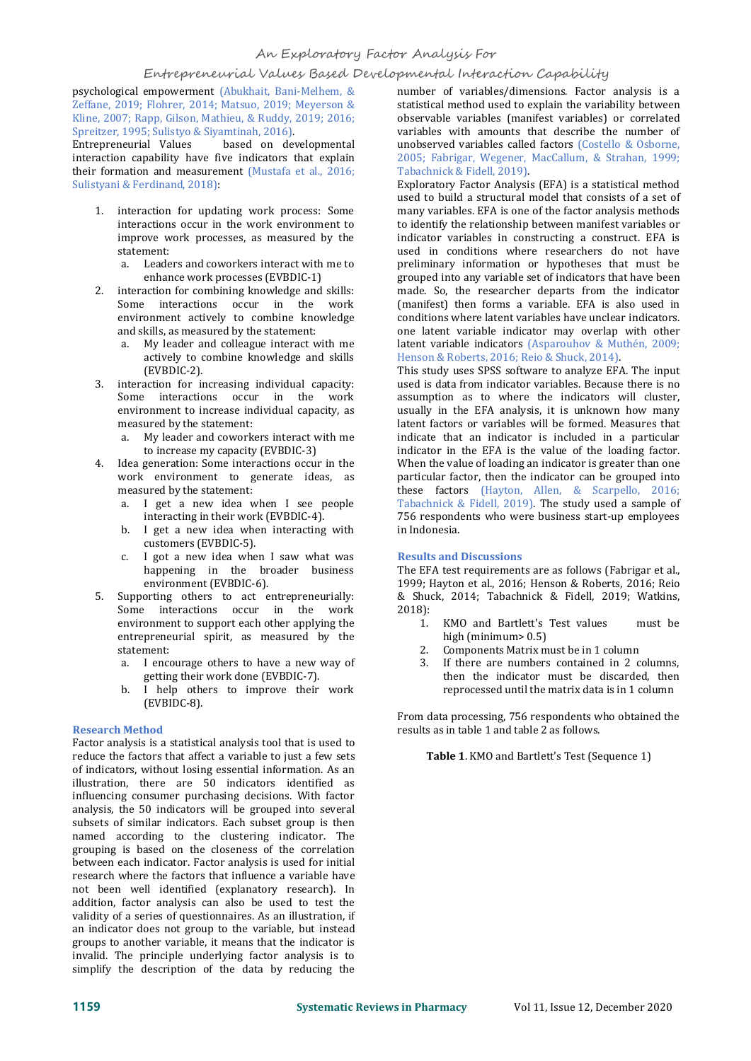psychological empowerment (Abukhait, Bani-Melhem, & Zeffane, 2019; Flohrer, 2014; Matsuo, 2019; Meyerson & Kline, 2007; Rapp, Gilson, Mathieu, & Ruddy, 2019; 2016; Spreitzer, 1995; Sulistyo & Siyamtinah, 2016).

Entrepreneurial Values based on developmental interaction capability have five indicators that explain their formation and measurement (Mustafa et al., 2016; Sulistyani & Ferdinand, 2018):

1. interaction for updating work process: Some interactions occur in the work environment to improve work processes, as measured by the statement:
   a. Leaders and coworkers interact with me to enhance work processes (EVBDIC-1)
2. interaction for combining knowledge and skills: Some interactions occur in the work environment actively to combine knowledge and skills, as measured by the statement:
   a. My leader and colleague interact with me actively to combine knowledge and skills (EVBDIC-2).
3. interaction for increasing individual capacity: Some interactions occur in the work environment to increase individual capacity, as measured by the statement:
   a. My leader and coworkers interact with me to increase my capacity (EVBDIC-3)
4. Idea generation: Some interactions occur in the work environment to generate ideas, as measured by the statement:
   a. I get a new idea when I see people interacting in their work (EVBDIC-4).
   b. I get a new idea when interacting with customers (EVBDIC-5).
   c. I got a new idea when I saw what was happening in the broader business environment (EVBDIC-6).
5. Supporting others to act entrepreneurially: Some interactions occur in the work environment to support each other applying the entrepreneurial spirit, as measured by the statement:
   a. I encourage others to have a new way of getting their work done (EVBDIC-7).
   b. I help others to improve their work (EVBIDC-8).

## Research Method

Factor analysis is a statistical analysis tool that is used to reduce the factors that affect a variable to just a few sets of indicators, without losing essential information. As an illustration, there are 50 indicators identified as influencing consumer purchasing decisions. With factor analysis, the 50 indicators will be grouped into several subsets of similar indicators. Each subset group is then named according to the clustering indicator. The grouping is based on the closeness of the correlation between each indicator. Factor analysis is used for initial research where the factors that influence a variable have not been well identified (explanatory research). In addition, factor analysis can also be used to test the validity of a series of questionnaires. As an illustration, if an indicator does not group to the variable, but instead groups to another variable, it means that the indicator is invalid. The principle underlying factor analysis is to simplify the description of the data by reducing the number of variables/dimensions. Factor analysis is a statistical method used to explain the variability between observable variables (manifest variables) or correlated variables with amounts that describe the number of unobserved variables called factors (Costello & Osborne, 2005; Fabrigar, Wegener, MacCallum, & Strahan, 1999; Tabachnick & Fidell, 2019).

Exploratory Factor Analysis (EFA) is a statistical method used to build a structural model that consists of a set of many variables. EFA is one of the factor analysis methods to identify the relationship between manifest variables or indicator variables in constructing a construct. EFA is used in conditions where researchers do not have preliminary information or hypotheses that must be grouped into any variable set of indicators that have been made. So, the researcher departs from the indicator (manifest) then forms a variable. EFA is also used in conditions where latent variables have unclear indicators. one latent variable indicator may overlap with other latent variable indicators (Asparouhov & Muthén, 2009; Henson & Roberts, 2016; Reio & Shuck, 2014).

This study uses SPSS software to analyze EFA. The input used is data from indicator variables. Because there is no assumption as to where the indicators will cluster, usually in the EFA analysis, it is unknown how many latent factors or variables will be formed. Measures that indicate that an indicator is included in a particular indicator in the EFA is the value of the loading factor. When the value of loading an indicator is greater than one particular factor, then the indicator can be grouped into these factors (Hayton, Allen, & Scarpello, 2016; Tabachnick & Fidell, 2019). The study used a sample of 756 respondents who were business start-up employees in Indonesia.

## Results and Discussions

The EFA test requirements are as follows (Fabrigar et al., 1999; Hayton et al., 2016; Henson & Roberts, 2016; Reio & Shuck, 2014; Tabachnick & Fidell, 2019; Watkins, 2018):

1. KMO and Bartlett's Test values must be high (minimum> 0.5)
2. Components Matrix must be in 1 column
3. If there are numbers contained in 2 columns, then the indicator must be discarded, then reprocessed until the matrix data is in 1 column

From data processing, 756 respondents who obtained the results as in table 1 and table 2 as follows.

**Table 1**. KMO and Bartlett's Test (Sequence 1)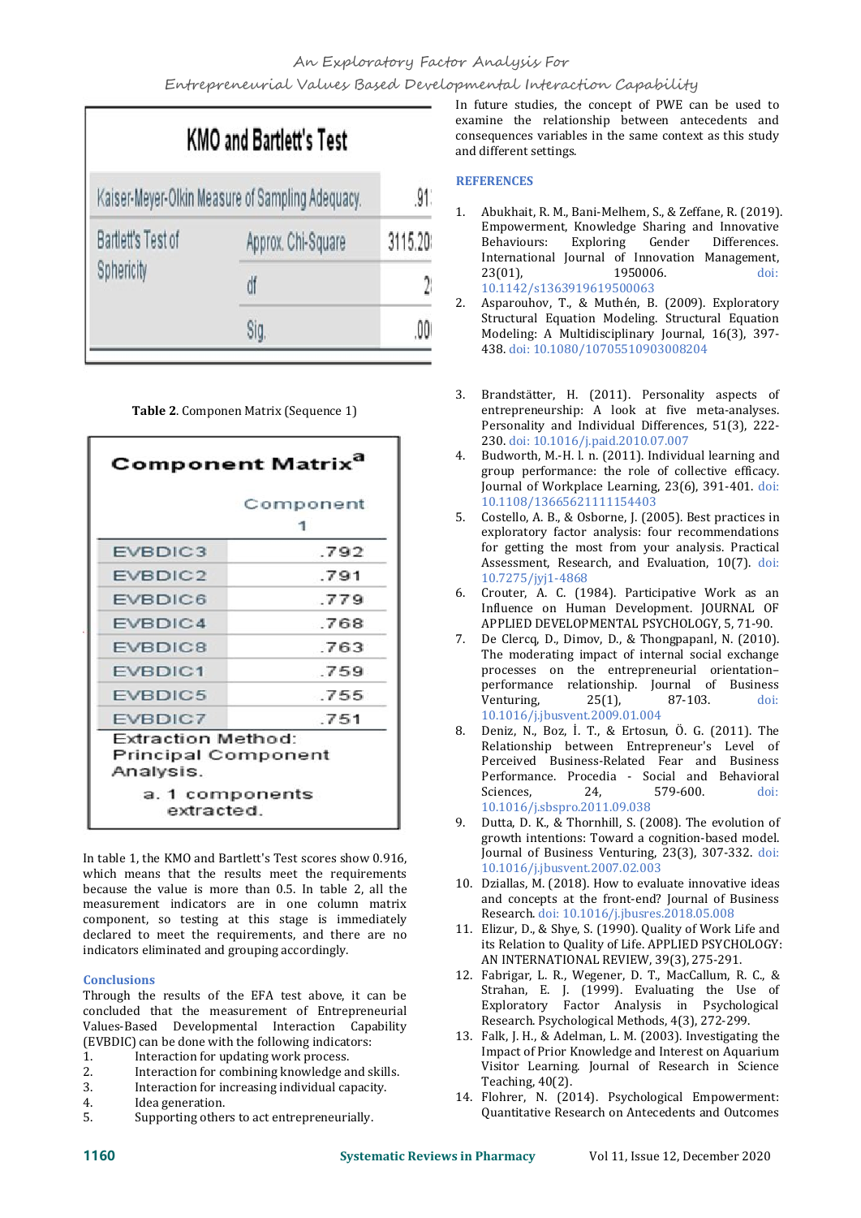| KMO and Bartlett's Test | | |
|---|---|---|
| Kaiser-Meyer-Olkin Measure of Sampling Adequacy. | | .91 |
| Bartlett's Test of Sphericity | Approx. Chi-Square | 3115.20 |
| | df | 2 |
| | Sig. | .00 |

**Table 2**. Componen Matrix (Sequence 1)

| Component Matrix[a] | |
|---|---|
| | Component |
| | 1 |
| EVBDIC3 | .792 |
| EVBDIC2 | .791 |
| EVBDIC6 | .779 |
| EVBDIC4 | .768 |
| EVBDIC8 | .763 |
| EVBDIC1 | .759 |
| EVBDIC5 | .755 |
| EVBDIC7 | .751 |

Extraction Method: Principal Component Analysis.

a. 1 components extracted.

In table 1, the KMO and Bartlett's Test scores show 0.916, which means that the results meet the requirements because the value is more than 0.5. In table 2, all the measurement indicators are in one column matrix component, so testing at this stage is immediately declared to meet the requirements, and there are no indicators eliminated and grouping accordingly.

## Conclusions

Through the results of the EFA test above, it can be concluded that the measurement of Entrepreneurial Values-Based Developmental Interaction Capability (EVBDIC) can be done with the following indicators:

1. Interaction for updating work process.
2. Interaction for combining knowledge and skills.
3. Interaction for increasing individual capacity.
4. Idea generation.
5. Supporting others to act entrepreneurially.

In future studies, the concept of PWE can be used to examine the relationship between antecedents and consequences variables in the same context as this study and different settings.

## REFERENCES

1. Abukhait, R. M., Bani-Melhem, S., & Zeffane, R. (2019). Empowerment, Knowledge Sharing and Innovative Behaviours: Exploring Gender Differences. International Journal of Innovation Management, 23(01), 1950006. doi: 10.1142/s1363919619500063
2. Asparouhov, T., & Muthén, B. (2009). Exploratory Structural Equation Modeling. Structural Equation Modeling: A Multidisciplinary Journal, 16(3), 397-438. doi: 10.1080/10705510903008204
3. Brandstätter, H. (2011). Personality aspects of entrepreneurship: A look at five meta-analyses. Personality and Individual Differences, 51(3), 222-230. doi: 10.1016/j.paid.2010.07.007
4. Budworth, M.-H. l. n. (2011). Individual learning and group performance: the role of collective efficacy. Journal of Workplace Learning, 23(6), 391-401. doi: 10.1108/13665621111154403
5. Costello, A. B., & Osborne, J. (2005). Best practices in exploratory factor analysis: four recommendations for getting the most from your analysis. Practical Assessment, Research, and Evaluation, 10(7). doi: 10.7275/jyj1-4868
6. Crouter, A. C. (1984). Participative Work as an Influence on Human Development. JOURNAL OF APPLIED DEVELOPMENTAL PSYCHOLOGY, 5, 71-90.
7. De Clercq, D., Dimov, D., & Thongpapanl, N. (2010). The moderating impact of internal social exchange processes on the entrepreneurial orientation–performance relationship. Journal of Business Venturing, 25(1), 87-103. doi: 10.1016/j.jbusvent.2009.01.004
8. Deniz, N., Boz, İ. T., & Ertosun, Ö. G. (2011). The Relationship between Entrepreneur's Level of Perceived Business-Related Fear and Business Performance. Procedia - Social and Behavioral Sciences, 24, 579-600. doi: 10.1016/j.sbspro.2011.09.038
9. Dutta, D. K., & Thornhill, S. (2008). The evolution of growth intentions: Toward a cognition-based model. Journal of Business Venturing, 23(3), 307-332. doi: 10.1016/j.jbusvent.2007.02.003
10. Dziallas, M. (2018). How to evaluate innovative ideas and concepts at the front-end? Journal of Business Research. doi: 10.1016/j.jbusres.2018.05.008
11. Elizur, D., & Shye, S. (1990). Quality of Work Life and its Relation to Quality of Life. APPLIED PSYCHOLOGY: AN INTERNATIONAL REVIEW, 39(3), 275-291.
12. Fabrigar, L. R., Wegener, D. T., MacCallum, R. C., & Strahan, E. J. (1999). Evaluating the Use of Exploratory Factor Analysis in Psychological Research. Psychological Methods, 4(3), 272-299.
13. Falk, J. H., & Adelman, L. M. (2003). Investigating the Impact of Prior Knowledge and Interest on Aquarium Visitor Learning. Journal of Research in Science Teaching, 40(2).
14. Flohrer, N. (2014). Psychological Empowerment: Quantitative Research on Antecedents and Outcomes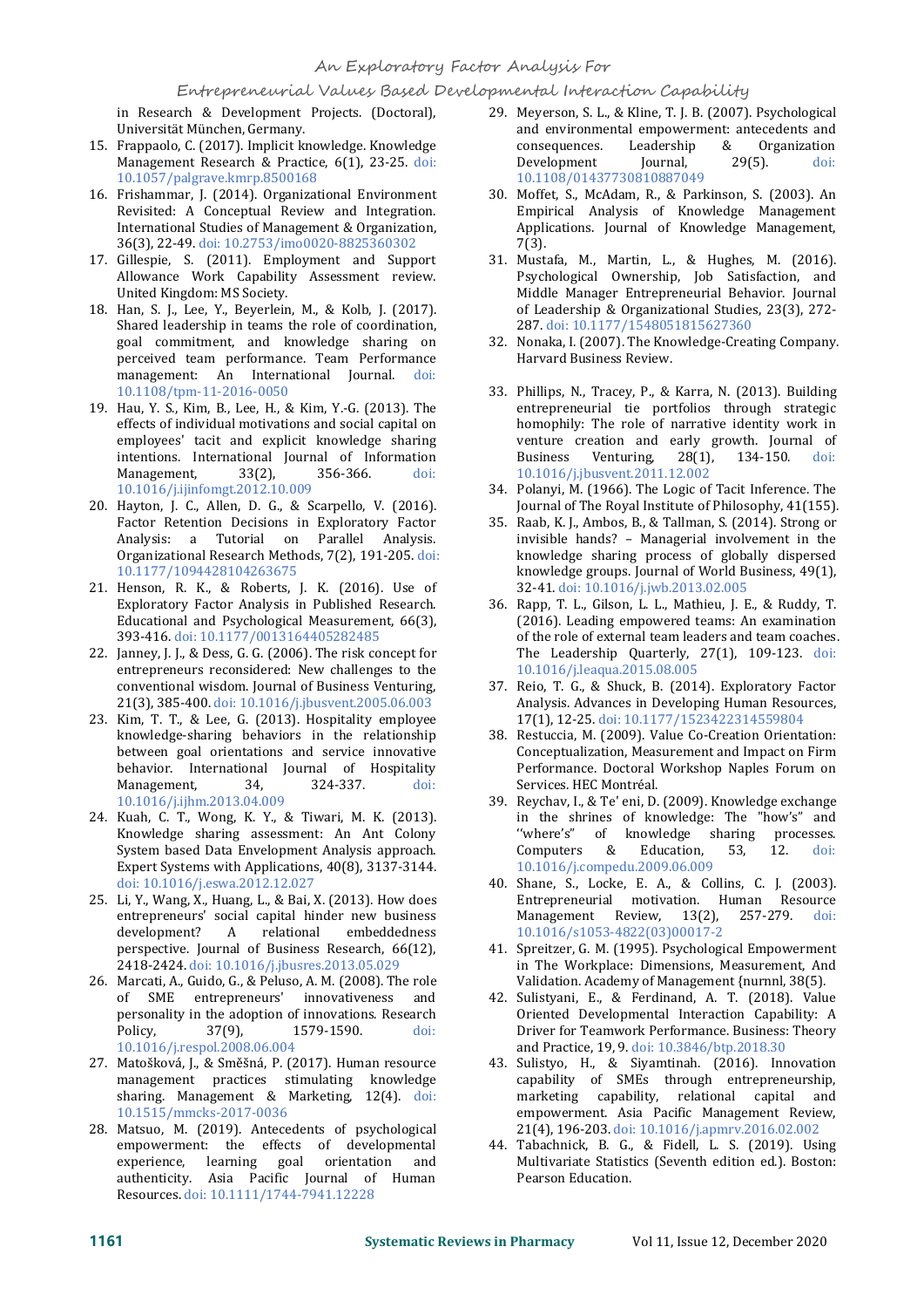in Research & Development Projects. (Doctoral), Universität München, Germany.

15. Frappaolo, C. (2017). Implicit knowledge. Knowledge Management Research & Practice, 6(1), 23-25. doi: 10.1057/palgrave.kmrp.8500168
16. Frishammar, J. (2014). Organizational Environment Revisited: A Conceptual Review and Integration. International Studies of Management & Organization, 36(3), 22-49. doi: 10.2753/imo0020-8825360302
17. Gillespie, S. (2011). Employment and Support Allowance Work Capability Assessment review. United Kingdom: MS Society.
18. Han, S. J., Lee, Y., Beyerlein, M., & Kolb, J. (2017). Shared leadership in teams the role of coordination, goal commitment, and knowledge sharing on perceived team performance. Team Performance management: An International Journal. doi: 10.1108/tpm-11-2016-0050
19. Hau, Y. S., Kim, B., Lee, H., & Kim, Y.-G. (2013). The effects of individual motivations and social capital on employees' tacit and explicit knowledge sharing intentions. International Journal of Information Management, 33(2), 356-366. doi: 10.1016/j.ijinfomgt.2012.10.009
20. Hayton, J. C., Allen, D. G., & Scarpello, V. (2016). Factor Retention Decisions in Exploratory Factor Analysis: a Tutorial on Parallel Analysis. Organizational Research Methods, 7(2), 191-205. doi: 10.1177/1094428104263675
21. Henson, R. K., & Roberts, J. K. (2016). Use of Exploratory Factor Analysis in Published Research. Educational and Psychological Measurement, 66(3), 393-416. doi: 10.1177/0013164405282485
22. Janney, J. J., & Dess, G. G. (2006). The risk concept for entrepreneurs reconsidered: New challenges to the conventional wisdom. Journal of Business Venturing, 21(3), 385-400. doi: 10.1016/j.jbusvent.2005.06.003
23. Kim, T. T., & Lee, G. (2013). Hospitality employee knowledge-sharing behaviors in the relationship between goal orientations and service innovative behavior. International Journal of Hospitality Management, 34, 324-337. doi: 10.1016/j.ijhm.2013.04.009
24. Kuah, C. T., Wong, K. Y., & Tiwari, M. K. (2013). Knowledge sharing assessment: An Ant Colony System based Data Envelopment Analysis approach. Expert Systems with Applications, 40(8), 3137-3144. doi: 10.1016/j.eswa.2012.12.027
25. Li, Y., Wang, X., Huang, L., & Bai, X. (2013). How does entrepreneurs' social capital hinder new business development? A relational embeddedness perspective. Journal of Business Research, 66(12), 2418-2424. doi: 10.1016/j.jbusres.2013.05.029
26. Marcati, A., Guido, G., & Peluso, A. M. (2008). The role of SME entrepreneurs' innovativeness and personality in the adoption of innovations. Research Policy, 37(9), 1579-1590. doi: 10.1016/j.respol.2008.06.004
27. Matošková, J., & Směšná, P. (2017). Human resource management practices stimulating knowledge sharing. Management & Marketing, 12(4). doi: 10.1515/mmcks-2017-0036
28. Matsuo, M. (2019). Antecedents of psychological empowerment: the effects of developmental experience, learning goal orientation and authenticity. Asia Pacific Journal of Human Resources. doi: 10.1111/1744-7941.12228
29. Meyerson, S. L., & Kline, T. J. B. (2007). Psychological and environmental empowerment: antecedents and consequences. Leadership & Organization Development Journal, 29(5). doi: 10.1108/01437730810887049
30. Moffet, S., McAdam, R., & Parkinson, S. (2003). An Empirical Analysis of Knowledge Management Applications. Journal of Knowledge Management, 7(3).
31. Mustafa, M., Martin, L., & Hughes, M. (2016). Psychological Ownership, Job Satisfaction, and Middle Manager Entrepreneurial Behavior. Journal of Leadership & Organizational Studies, 23(3), 272-287. doi: 10.1177/1548051815627360
32. Nonaka, I. (2007). The Knowledge-Creating Company. Harvard Business Review.
33. Phillips, N., Tracey, P., & Karra, N. (2013). Building entrepreneurial tie portfolios through strategic homophily: The role of narrative identity work in venture creation and early growth. Journal of Business Venturing, 28(1), 134-150. doi: 10.1016/j.jbusvent.2011.12.002
34. Polanyi, M. (1966). The Logic of Tacit Inference. The Journal of The Royal Institute of Philosophy, 41(155).
35. Raab, K. J., Ambos, B., & Tallman, S. (2014). Strong or invisible hands? – Managerial involvement in the knowledge sharing process of globally dispersed knowledge groups. Journal of World Business, 49(1), 32-41. doi: 10.1016/j.jwb.2013.02.005
36. Rapp, T. L., Gilson, L. L., Mathieu, J. E., & Ruddy, T. (2016). Leading empowered teams: An examination of the role of external team leaders and team coaches. The Leadership Quarterly, 27(1), 109-123. doi: 10.1016/j.leaqua.2015.08.005
37. Reio, T. G., & Shuck, B. (2014). Exploratory Factor Analysis. Advances in Developing Human Resources, 17(1), 12-25. doi: 10.1177/1523422314559804
38. Restuccia, M. (2009). Value Co-Creation Orientation: Conceptualization, Measurement and Impact on Firm Performance. Doctoral Workshop Naples Forum on Services. HEC Montréal.
39. Reychav, I., & Te' eni, D. (2009). Knowledge exchange in the shrines of knowledge: The "how's" and "where's" of knowledge sharing processes. Computers & Education, 53, 12. doi: 10.1016/j.compedu.2009.06.009
40. Shane, S., Locke, E. A., & Collins, C. J. (2003). Entrepreneurial motivation. Human Resource Management Review, 13(2), 257-279. doi: 10.1016/s1053-4822(03)00017-2
41. Spreitzer, G. M. (1995). Psychological Empowerment in The Workplace: Dimensions, Measurement, And Validation. Academy of Management {nurnnl, 38(5).
42. Sulistyani, E., & Ferdinand, A. T. (2018). Value Oriented Developmental Interaction Capability: A Driver for Teamwork Performance. Business: Theory and Practice, 19, 9. doi: 10.3846/btp.2018.30
43. Sulistyo, H., & Siyamtinah. (2016). Innovation capability of SMEs through entrepreneurship, marketing capability, relational capital and empowerment. Asia Pacific Management Review, 21(4), 196-203. doi: 10.1016/j.apmrv.2016.02.002
44. Tabachnick, B. G., & Fidell, L. S. (2019). Using Multivariate Statistics (Seventh edition ed.). Boston: Pearson Education.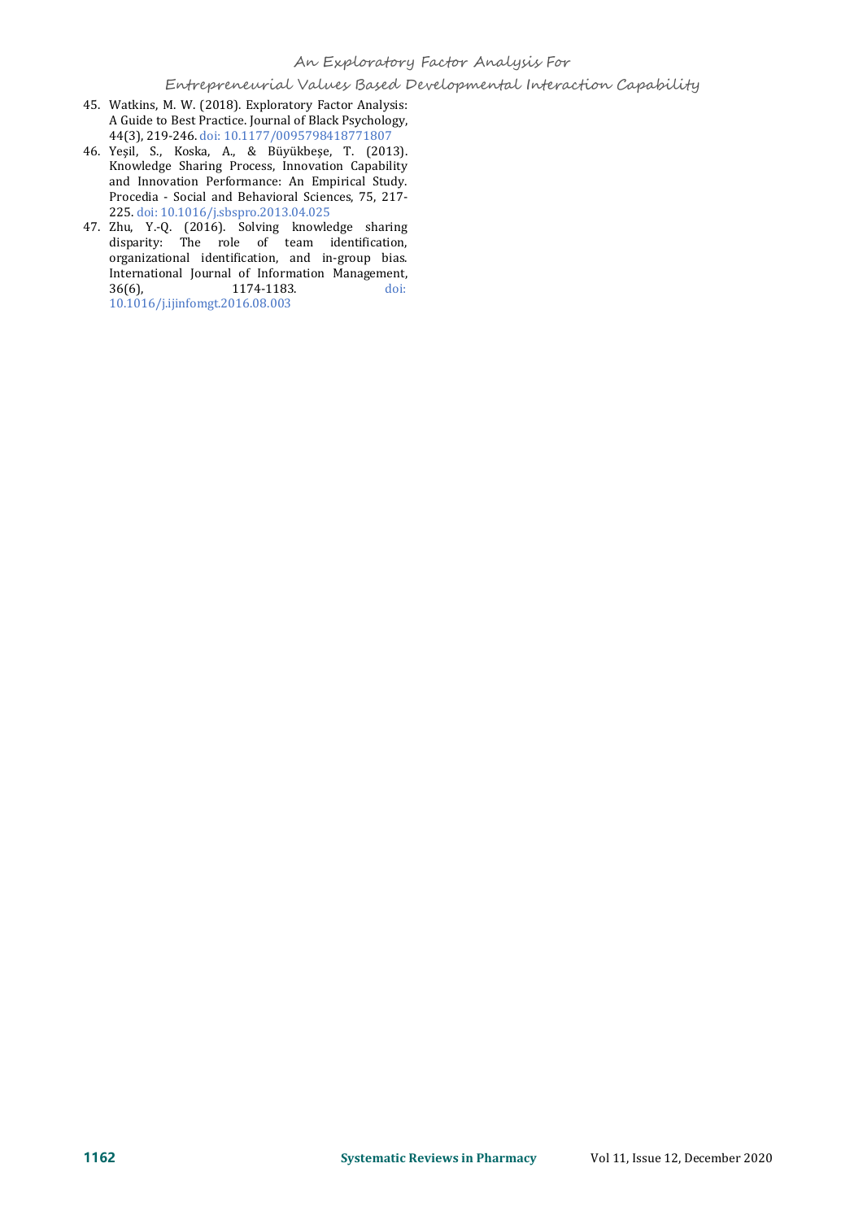45. Watkins, M. W. (2018). Exploratory Factor Analysis: A Guide to Best Practice. Journal of Black Psychology, 44(3), 219-246. doi: 10.1177/0095798418771807
46. Yeşil, S., Koska, A., & Büyükbeşe, T. (2013). Knowledge Sharing Process, Innovation Capability and Innovation Performance: An Empirical Study. Procedia - Social and Behavioral Sciences, 75, 217-225. doi: 10.1016/j.sbspro.2013.04.025
47. Zhu, Y.-Q. (2016). Solving knowledge sharing disparity: The role of team identification, organizational identification, and in-group bias. International Journal of Information Management, 36(6), 1174-1183. doi: 10.1016/j.ijinfomgt.2016.08.003